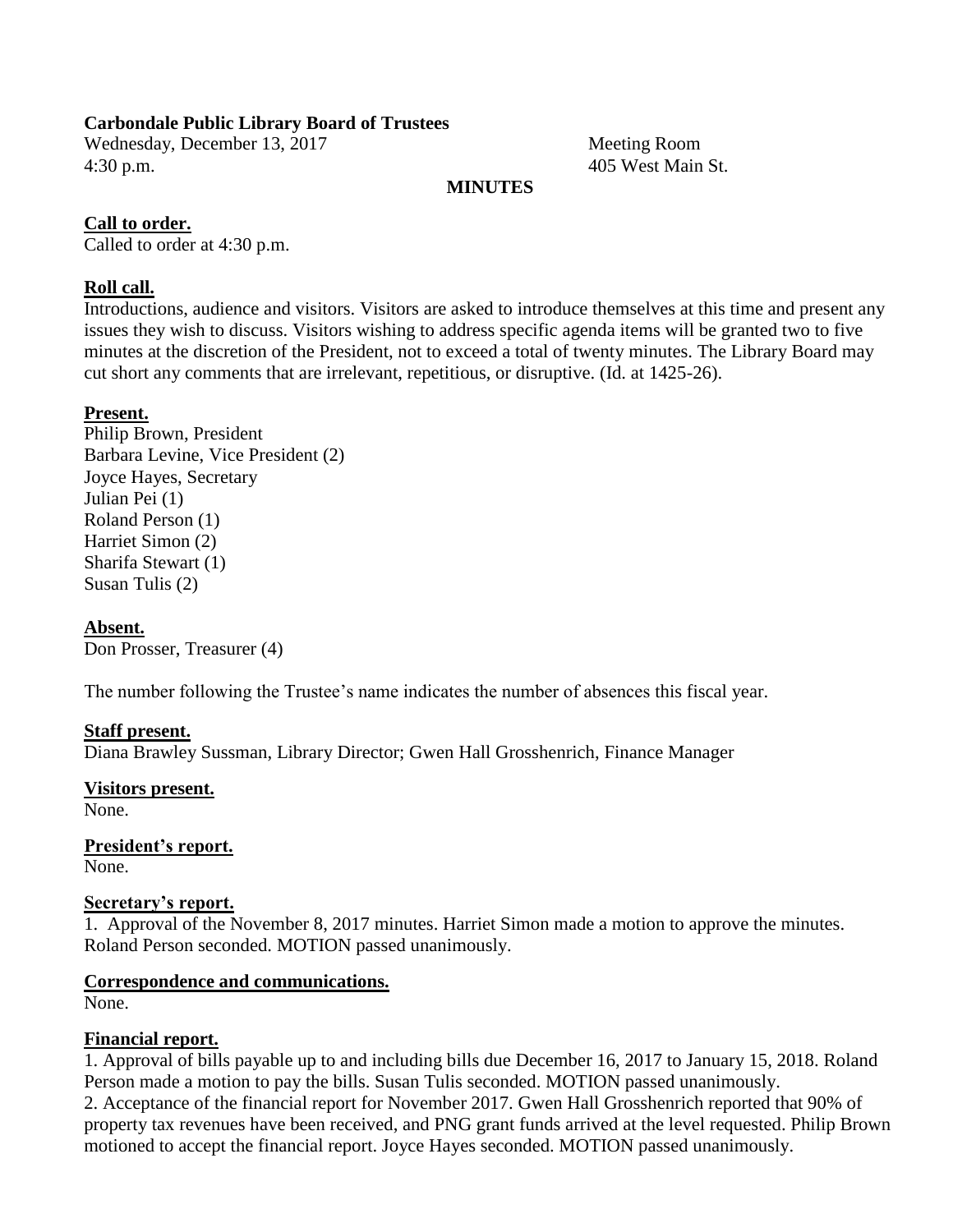**Carbondale Public Library Board of Trustees**

Wednesday, December 13, 2017
4:30 p.m.

Meeting Room
405 West Main St.

**MINUTES**

**Call to order.**

Called to order at 4:30 p.m.

**Roll call.**

Introductions, audience and visitors. Visitors are asked to introduce themselves at this time and present any issues they wish to discuss. Visitors wishing to address specific agenda items will be granted two to five minutes at the discretion of the President, not to exceed a total of twenty minutes. The Library Board may cut short any comments that are irrelevant, repetitious, or disruptive. (Id. at 1425-26).

**Present.**

Philip Brown, President
Barbara Levine, Vice President (2)
Joyce Hayes, Secretary
Julian Pei (1)
Roland Person (1)
Harriet Simon (2)
Sharifa Stewart (1)
Susan Tulis (2)

**Absent.**

Don Prosser, Treasurer (4)

The number following the Trustee's name indicates the number of absences this fiscal year.

**Staff present.**

Diana Brawley Sussman, Library Director; Gwen Hall Grosshenrich, Finance Manager

**Visitors present.**

None.

**President's report.**

None.

**Secretary's report.**

1. Approval of the November 8, 2017 minutes. Harriet Simon made a motion to approve the minutes. Roland Person seconded. MOTION passed unanimously.

**Correspondence and communications.**

None.

**Financial report.**

1. Approval of bills payable up to and including bills due December 16, 2017 to January 15, 2018. Roland Person made a motion to pay the bills. Susan Tulis seconded. MOTION passed unanimously.
2. Acceptance of the financial report for November 2017. Gwen Hall Grosshenrich reported that 90% of property tax revenues have been received, and PNG grant funds arrived at the level requested. Philip Brown motioned to accept the financial report. Joyce Hayes seconded. MOTION passed unanimously.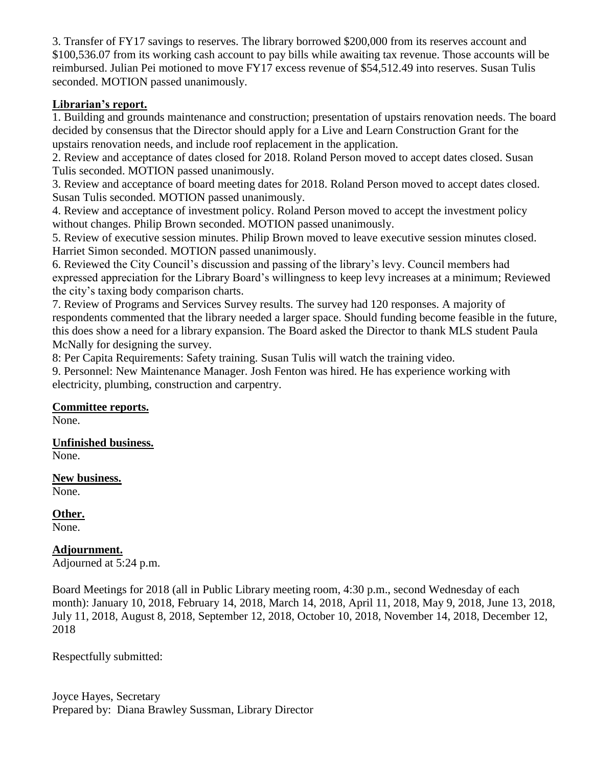3. Transfer of FY17 savings to reserves. The library borrowed $200,000 from its reserves account and $100,536.07 from its working cash account to pay bills while awaiting tax revenue. Those accounts will be reimbursed. Julian Pei motioned to move FY17 excess revenue of $54,512.49 into reserves. Susan Tulis seconded. MOTION passed unanimously.

**Librarian's report.**

1. Building and grounds maintenance and construction; presentation of upstairs renovation needs. The board decided by consensus that the Director should apply for a Live and Learn Construction Grant for the upstairs renovation needs, and include roof replacement in the application.
2. Review and acceptance of dates closed for 2018. Roland Person moved to accept dates closed. Susan Tulis seconded. MOTION passed unanimously.
3. Review and acceptance of board meeting dates for 2018. Roland Person moved to accept dates closed. Susan Tulis seconded. MOTION passed unanimously.
4. Review and acceptance of investment policy. Roland Person moved to accept the investment policy without changes. Philip Brown seconded. MOTION passed unanimously.
5. Review of executive session minutes. Philip Brown moved to leave executive session minutes closed. Harriet Simon seconded. MOTION passed unanimously.
6. Reviewed the City Council's discussion and passing of the library's levy. Council members had expressed appreciation for the Library Board's willingness to keep levy increases at a minimum; Reviewed the city's taxing body comparison charts.
7. Review of Programs and Services Survey results. The survey had 120 responses. A majority of respondents commented that the library needed a larger space. Should funding become feasible in the future, this does show a need for a library expansion. The Board asked the Director to thank MLS student Paula McNally for designing the survey.

8: Per Capita Requirements: Safety training. Susan Tulis will watch the training video.

9. Personnel: New Maintenance Manager. Josh Fenton was hired. He has experience working with electricity, plumbing, construction and carpentry.

**Committee reports.**
None.

**Unfinished business.**
None.

**New business.**
None.

**Other.**
None.

**Adjournment.**
Adjourned at 5:24 p.m.

Board Meetings for 2018 (all in Public Library meeting room, 4:30 p.m., second Wednesday of each month): January 10, 2018, February 14, 2018, March 14, 2018, April 11, 2018, May 9, 2018, June 13, 2018, July 11, 2018, August 8, 2018, September 12, 2018, October 10, 2018, November 14, 2018, December 12, 2018

Respectfully submitted:

Joyce Hayes, Secretary
Prepared by: Diana Brawley Sussman, Library Director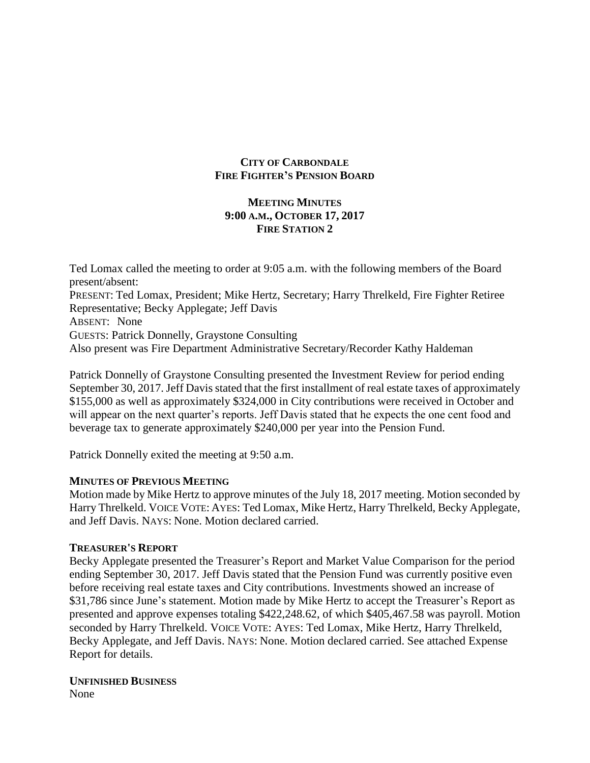**CITY OF CARBONDALE**
**FIRE FIGHTER'S PENSION BOARD**

**MEETING MINUTES**
**9:00 A.M., OCTOBER 17, 2017**
**FIRE STATION 2**

Ted Lomax called the meeting to order at 9:05 a.m. with the following members of the Board present/absent:
PRESENT: Ted Lomax, President; Mike Hertz, Secretary; Harry Threlkeld, Fire Fighter Retiree Representative; Becky Applegate; Jeff Davis
ABSENT: None
GUESTS: Patrick Donnelly, Graystone Consulting
Also present was Fire Department Administrative Secretary/Recorder Kathy Haldeman

Patrick Donnelly of Graystone Consulting presented the Investment Review for period ending September 30, 2017. Jeff Davis stated that the first installment of real estate taxes of approximately $155,000 as well as approximately $324,000 in City contributions were received in October and will appear on the next quarter's reports. Jeff Davis stated that he expects the one cent food and beverage tax to generate approximately $240,000 per year into the Pension Fund.

Patrick Donnelly exited the meeting at 9:50 a.m.

**MINUTES OF PREVIOUS MEETING**
Motion made by Mike Hertz to approve minutes of the July 18, 2017 meeting. Motion seconded by Harry Threlkeld. VOICE VOTE: AYES: Ted Lomax, Mike Hertz, Harry Threlkeld, Becky Applegate, and Jeff Davis. NAYS: None. Motion declared carried.

**TREASURER'S REPORT**
Becky Applegate presented the Treasurer's Report and Market Value Comparison for the period ending September 30, 2017. Jeff Davis stated that the Pension Fund was currently positive even before receiving real estate taxes and City contributions. Investments showed an increase of $31,786 since June's statement. Motion made by Mike Hertz to accept the Treasurer's Report as presented and approve expenses totaling $422,248.62, of which $405,467.58 was payroll. Motion seconded by Harry Threlkeld. VOICE VOTE: AYES: Ted Lomax, Mike Hertz, Harry Threlkeld, Becky Applegate, and Jeff Davis. NAYS: None. Motion declared carried. See attached Expense Report for details.

**UNFINISHED BUSINESS**
None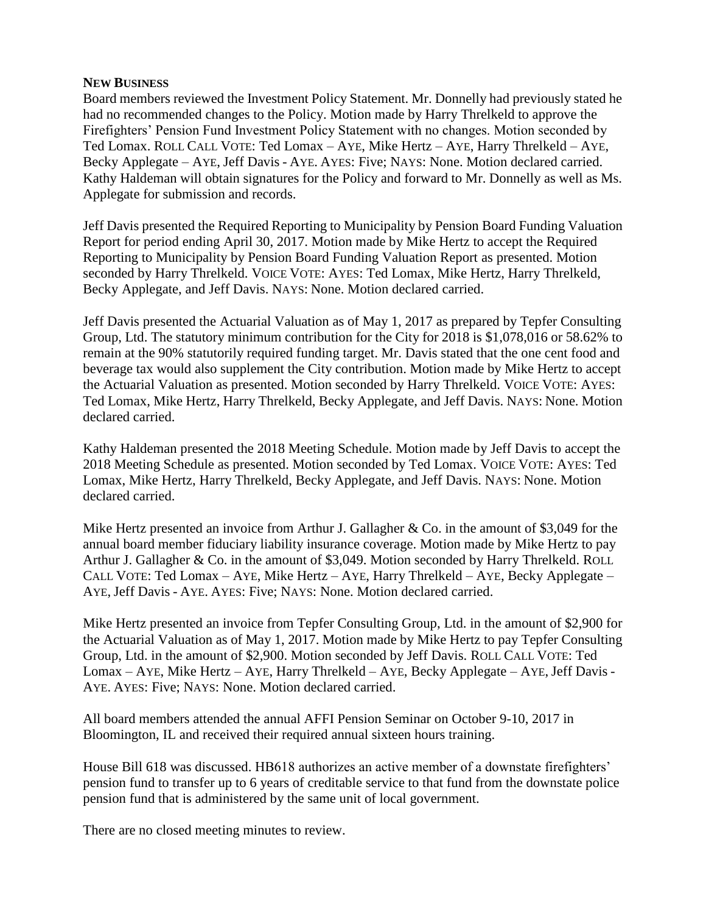**NEW BUSINESS**

Board members reviewed the Investment Policy Statement. Mr. Donnelly had previously stated he had no recommended changes to the Policy. Motion made by Harry Threlkeld to approve the Firefighters' Pension Fund Investment Policy Statement with no changes. Motion seconded by Ted Lomax. ROLL CALL VOTE: Ted Lomax – AYE, Mike Hertz – AYE, Harry Threlkeld – AYE, Becky Applegate – AYE, Jeff Davis - AYE. AYES: Five; NAYS: None. Motion declared carried. Kathy Haldeman will obtain signatures for the Policy and forward to Mr. Donnelly as well as Ms. Applegate for submission and records.

Jeff Davis presented the Required Reporting to Municipality by Pension Board Funding Valuation Report for period ending April 30, 2017. Motion made by Mike Hertz to accept the Required Reporting to Municipality by Pension Board Funding Valuation Report as presented. Motion seconded by Harry Threlkeld. VOICE VOTE: AYES: Ted Lomax, Mike Hertz, Harry Threlkeld, Becky Applegate, and Jeff Davis. NAYS: None. Motion declared carried.

Jeff Davis presented the Actuarial Valuation as of May 1, 2017 as prepared by Tepfer Consulting Group, Ltd. The statutory minimum contribution for the City for 2018 is $1,078,016 or 58.62% to remain at the 90% statutorily required funding target. Mr. Davis stated that the one cent food and beverage tax would also supplement the City contribution. Motion made by Mike Hertz to accept the Actuarial Valuation as presented. Motion seconded by Harry Threlkeld. VOICE VOTE: AYES: Ted Lomax, Mike Hertz, Harry Threlkeld, Becky Applegate, and Jeff Davis. NAYS: None. Motion declared carried.

Kathy Haldeman presented the 2018 Meeting Schedule. Motion made by Jeff Davis to accept the 2018 Meeting Schedule as presented. Motion seconded by Ted Lomax. VOICE VOTE: AYES: Ted Lomax, Mike Hertz, Harry Threlkeld, Becky Applegate, and Jeff Davis. NAYS: None. Motion declared carried.

Mike Hertz presented an invoice from Arthur J. Gallagher & Co. in the amount of $3,049 for the annual board member fiduciary liability insurance coverage. Motion made by Mike Hertz to pay Arthur J. Gallagher & Co. in the amount of $3,049. Motion seconded by Harry Threlkeld. ROLL CALL VOTE: Ted Lomax – AYE, Mike Hertz – AYE, Harry Threlkeld – AYE, Becky Applegate – AYE, Jeff Davis - AYE. AYES: Five; NAYS: None. Motion declared carried.

Mike Hertz presented an invoice from Tepfer Consulting Group, Ltd. in the amount of $2,900 for the Actuarial Valuation as of May 1, 2017. Motion made by Mike Hertz to pay Tepfer Consulting Group, Ltd. in the amount of $2,900. Motion seconded by Jeff Davis. ROLL CALL VOTE: Ted Lomax – AYE, Mike Hertz – AYE, Harry Threlkeld – AYE, Becky Applegate – AYE, Jeff Davis - AYE. AYES: Five; NAYS: None. Motion declared carried.

All board members attended the annual AFFI Pension Seminar on October 9-10, 2017 in Bloomington, IL and received their required annual sixteen hours training.

House Bill 618 was discussed. HB618 authorizes an active member of a downstate firefighters' pension fund to transfer up to 6 years of creditable service to that fund from the downstate police pension fund that is administered by the same unit of local government.

There are no closed meeting minutes to review.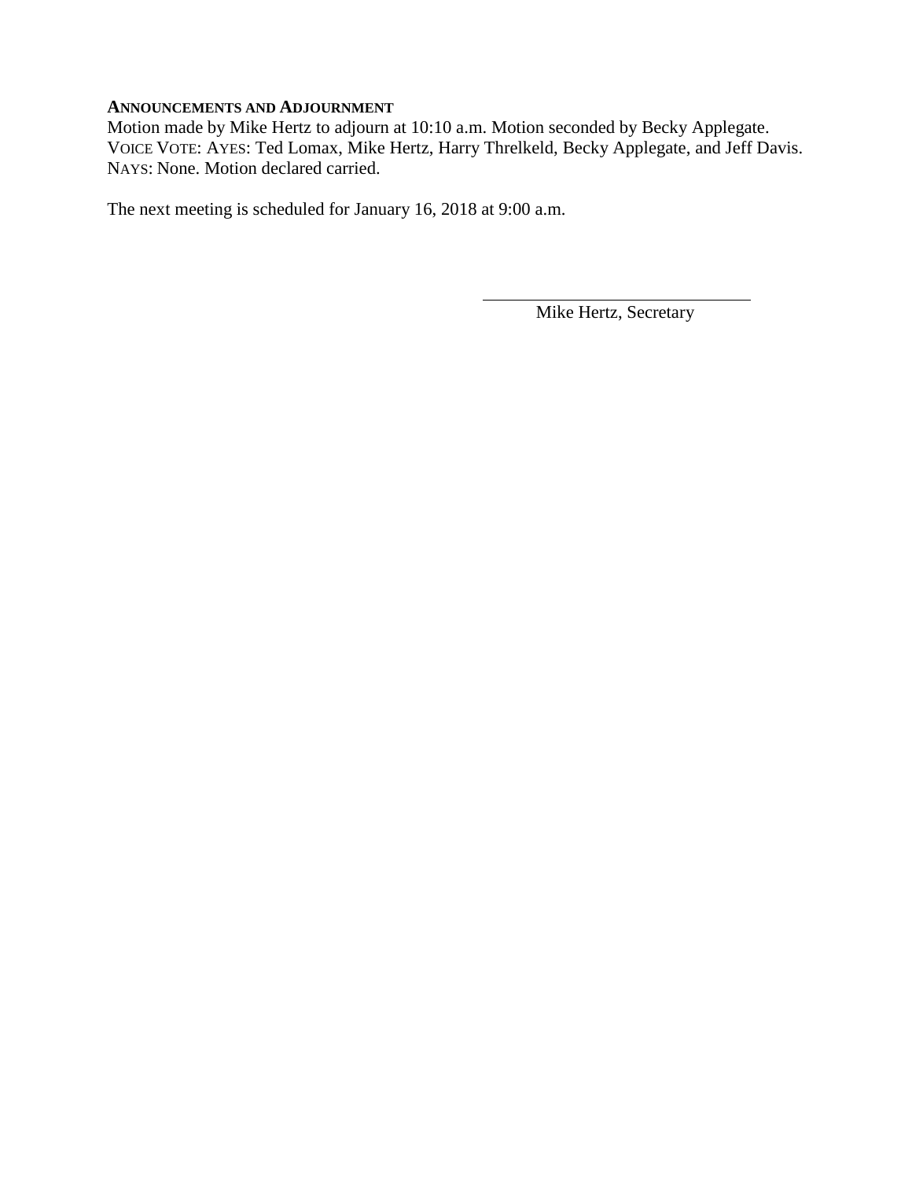**ANNOUNCEMENTS AND ADJOURNMENT**

Motion made by Mike Hertz to adjourn at 10:10 a.m. Motion seconded by Becky Applegate. VOICE VOTE: AYES: Ted Lomax, Mike Hertz, Harry Threlkeld, Becky Applegate, and Jeff Davis. NAYS: None. Motion declared carried.

The next meeting is scheduled for January 16, 2018 at 9:00 a.m.

\_\_\_\_\_\_\_\_\_\_\_\_\_\_\_\_\_\_\_\_\_\_\_\_\_\_\_\_\_\_

Mike Hertz, Secretary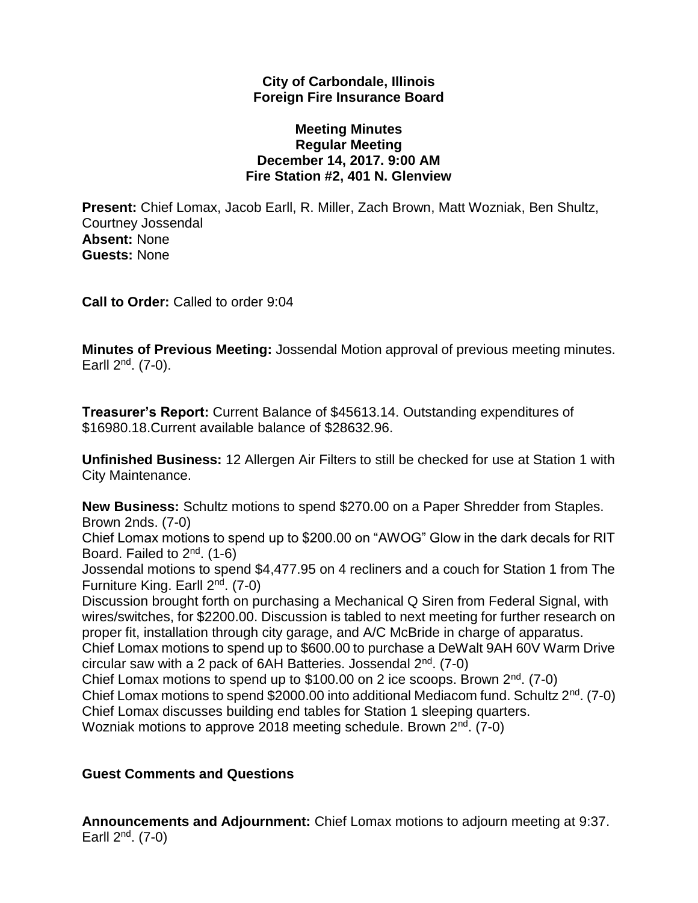**City of Carbondale, Illinois**
**Foreign Fire Insurance Board**

**Meeting Minutes**
**Regular Meeting**
**December 14, 2017. 9:00 AM**
**Fire Station #2, 401 N. Glenview**

**Present:** Chief Lomax, Jacob Earll, R. Miller, Zach Brown, Matt Wozniak, Ben Shultz, Courtney Jossendal
**Absent:** None
**Guests:** None

**Call to Order:** Called to order 9:04

**Minutes of Previous Meeting:** Jossendal Motion approval of previous meeting minutes. Earll 2nd. (7-0).

**Treasurer's Report:** Current Balance of $45613.14. Outstanding expenditures of $16980.18.Current available balance of $28632.96.

**Unfinished Business:** 12 Allergen Air Filters to still be checked for use at Station 1 with City Maintenance.

**New Business:** Schultz motions to spend $270.00 on a Paper Shredder from Staples. Brown 2nds. (7-0)
Chief Lomax motions to spend up to $200.00 on "AWOG" Glow in the dark decals for RIT Board. Failed to 2nd. (1-6)
Jossendal motions to spend $4,477.95 on 4 recliners and a couch for Station 1 from The Furniture King. Earll 2nd. (7-0)
Discussion brought forth on purchasing a Mechanical Q Siren from Federal Signal, with wires/switches, for $2200.00. Discussion is tabled to next meeting for further research on proper fit, installation through city garage, and A/C McBride in charge of apparatus.
Chief Lomax motions to spend up to $600.00 to purchase a DeWalt 9AH 60V Warm Drive circular saw with a 2 pack of 6AH Batteries. Jossendal 2nd. (7-0)
Chief Lomax motions to spend up to $100.00 on 2 ice scoops. Brown 2nd. (7-0)
Chief Lomax motions to spend $2000.00 into additional Mediacom fund. Schultz 2nd. (7-0)
Chief Lomax discusses building end tables for Station 1 sleeping quarters.
Wozniak motions to approve 2018 meeting schedule. Brown 2nd. (7-0)

**Guest Comments and Questions**

**Announcements and Adjournment:** Chief Lomax motions to adjourn meeting at 9:37. Earll 2nd. (7-0)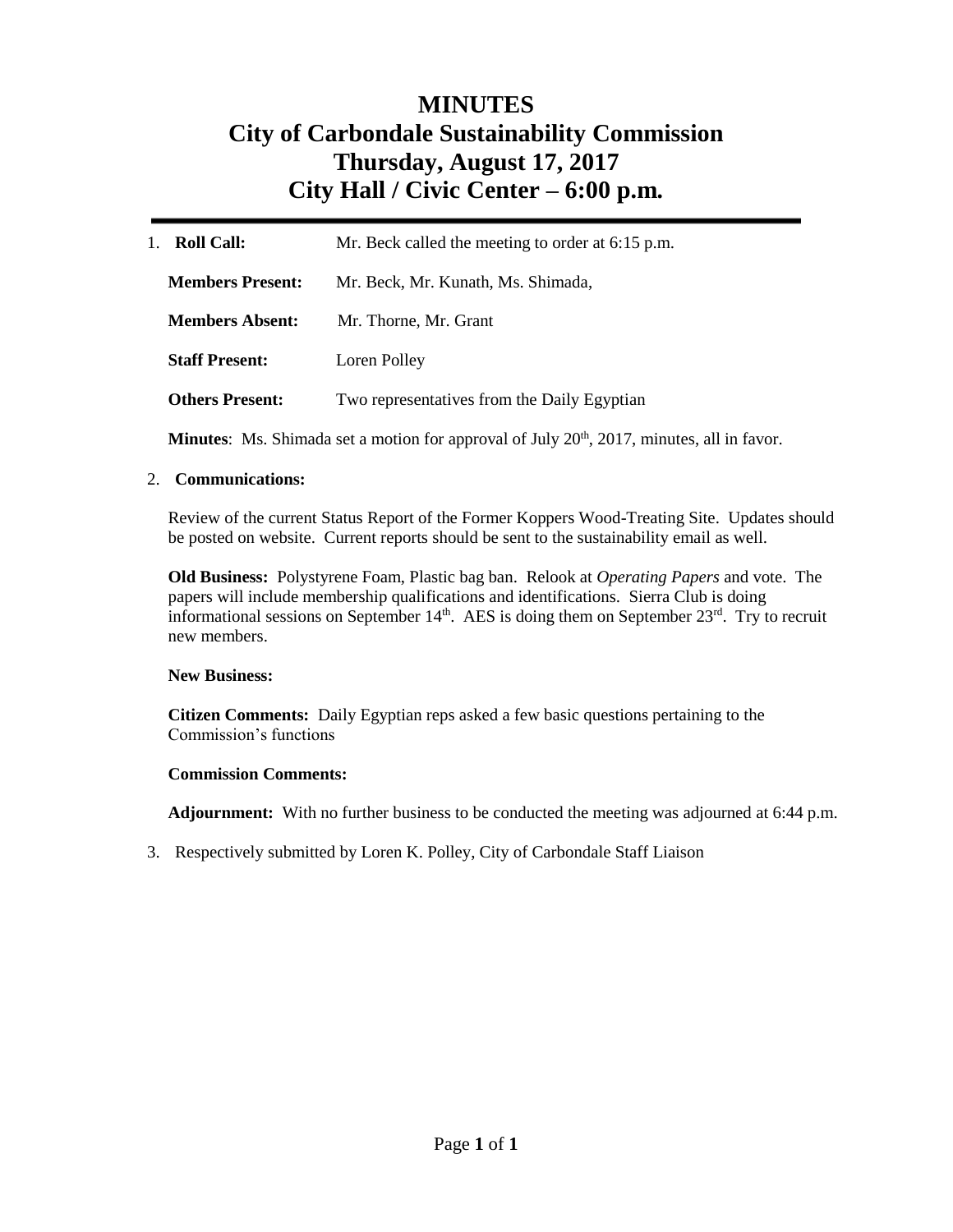# MINUTES
# City of Carbondale Sustainability Commission
# Thursday, August 17, 2017
# City Hall / Civic Center – 6:00 p.m.

1. **Roll Call:** Mr. Beck called the meeting to order at 6:15 p.m.

   **Members Present:** Mr. Beck, Mr. Kunath, Ms. Shimada,

   **Members Absent:** Mr. Thorne, Mr. Grant

   **Staff Present:** Loren Polley

   **Others Present:** Two representatives from the Daily Egyptian

   **Minutes**: Ms. Shimada set a motion for approval of July 20th, 2017, minutes, all in favor.

2. **Communications:**

   Review of the current Status Report of the Former Koppers Wood-Treating Site. Updates should be posted on website. Current reports should be sent to the sustainability email as well.

   **Old Business:** Polystyrene Foam, Plastic bag ban. Relook at *Operating Papers* and vote. The papers will include membership qualifications and identifications. Sierra Club is doing informational sessions on September 14th. AES is doing them on September 23rd. Try to recruit new members.

   **New Business:**

   **Citizen Comments:** Daily Egyptian reps asked a few basic questions pertaining to the Commission's functions

   **Commission Comments:**

   **Adjournment:** With no further business to be conducted the meeting was adjourned at 6:44 p.m.

3. Respectively submitted by Loren K. Polley, City of Carbondale Staff Liaison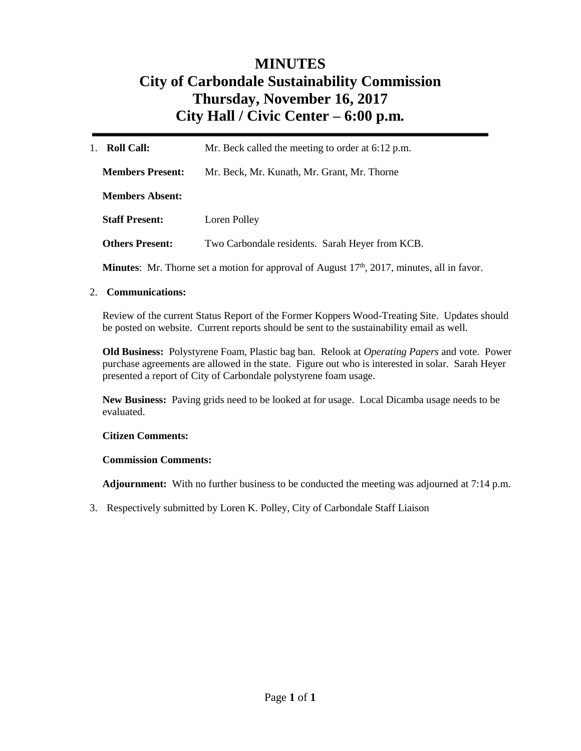# MINUTES
# City of Carbondale Sustainability Commission
# Thursday, November 16, 2017
# City Hall / Civic Center – 6:00 p.m.

1. **Roll Call:** Mr. Beck called the meeting to order at 6:12 p.m.

   **Members Present:** Mr. Beck, Mr. Kunath, Mr. Grant, Mr. Thorne

   **Members Absent:**

   **Staff Present:** Loren Polley

   **Others Present:** Two Carbondale residents. Sarah Heyer from KCB.

   **Minutes**: Mr. Thorne set a motion for approval of August 17th, 2017, minutes, all in favor.

2. **Communications:**

   Review of the current Status Report of the Former Koppers Wood-Treating Site. Updates should be posted on website. Current reports should be sent to the sustainability email as well.

   **Old Business:** Polystyrene Foam, Plastic bag ban. Relook at *Operating Papers* and vote. Power purchase agreements are allowed in the state. Figure out who is interested in solar. Sarah Heyer presented a report of City of Carbondale polystyrene foam usage.

   **New Business:** Paving grids need to be looked at for usage. Local Dicamba usage needs to be evaluated.

   **Citizen Comments:**

   **Commission Comments:**

   **Adjournment:** With no further business to be conducted the meeting was adjourned at 7:14 p.m.

3. Respectively submitted by Loren K. Polley, City of Carbondale Staff Liaison